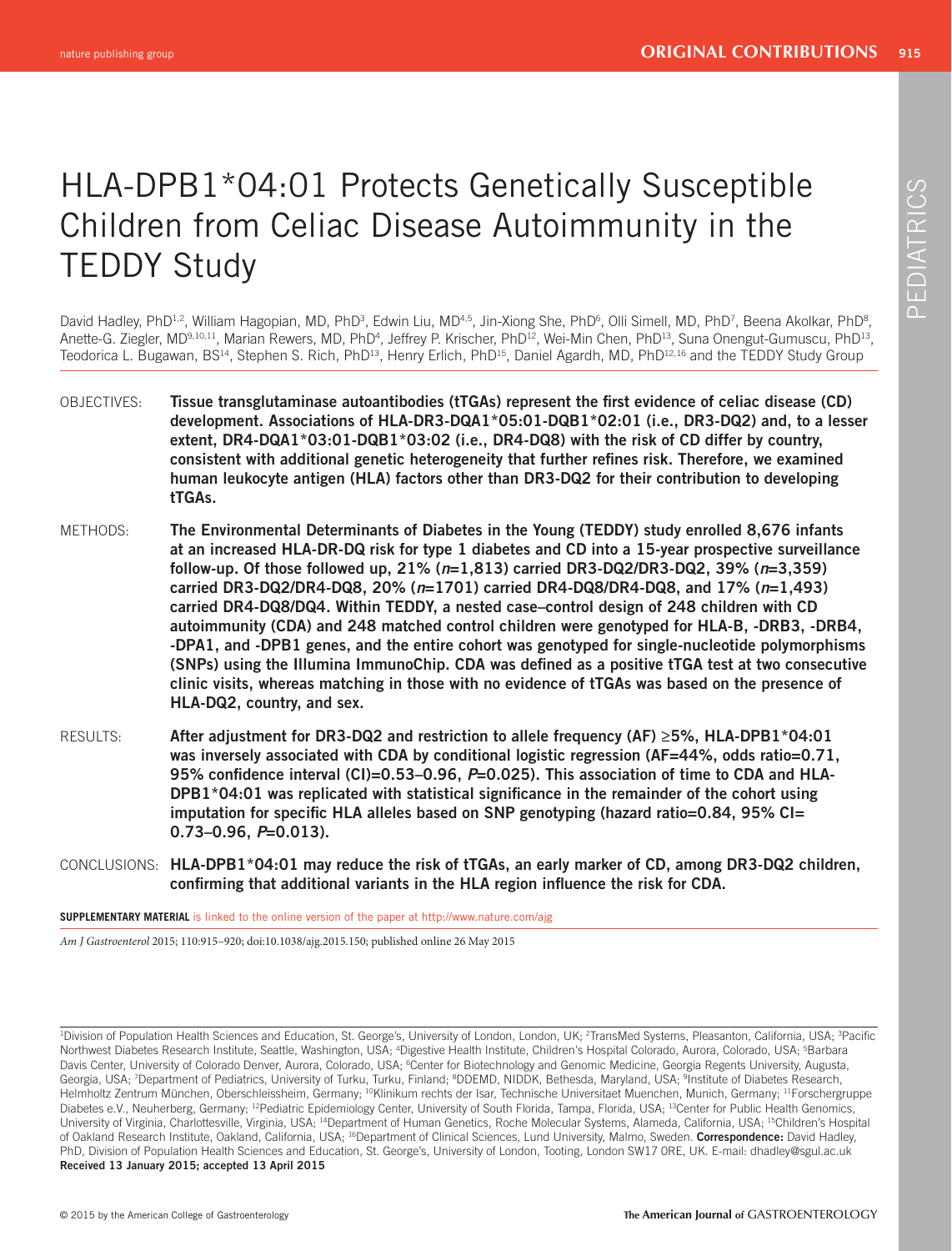# HLA-DPB1*04:01 Protects Genetically Susceptible Children from Celiac Disease Autoimmunity in the TEDDY Study

David Hadley, PhD[1,2], William Hagopian, MD, PhD[3], Edwin Liu, MD[4,5], Jin-Xiong She, PhD[6], Olli Simell, MD, PhD[7], Beena Akolkar, PhD[8], Anette-G. Ziegler, MD[9,10,11], Marian Rewers, MD, PhD[4], Jeffrey P. Krischer, PhD[12], Wei-Min Chen, PhD[13], Suna Onengut-Gumuscu, PhD[13], Teodorica L. Bugawan, BS[14], Stephen S. Rich, PhD[13], Henry Erlich, PhD[15], Daniel Agardh, MD, PhD[12,16] and the TEDDY Study Group

**OBJECTIVES:** **Tissue transglutaminase autoantibodies (tTGAs) represent the first evidence of celiac disease (CD) development. Associations of HLA-DR3-DQA1*05:01-DQB1*02:01 (i.e., DR3-DQ2) and, to a lesser extent, DR4-DQA1*03:01-DQB1*03:02 (i.e., DR4-DQ8) with the risk of CD differ by country, consistent with additional genetic heterogeneity that further refines risk. Therefore, we examined human leukocyte antigen (HLA) factors other than DR3-DQ2 for their contribution to developing tTGAs.**

**METHODS:** **The Environmental Determinants of Diabetes in the Young (TEDDY) study enrolled 8,676 infants at an increased HLA-DR-DQ risk for type 1 diabetes and CD into a 15-year prospective surveillance follow-up. Of those followed up, 21% (*n*=1,813) carried DR3-DQ2/DR3-DQ2, 39% (*n*=3,359) carried DR3-DQ2/DR4-DQ8, 20% (*n*=1701) carried DR4-DQ8/DR4-DQ8, and 17% (*n*=1,493) carried DR4-DQ8/DQ4. Within TEDDY, a nested case–control design of 248 children with CD autoimmunity (CDA) and 248 matched control children were genotyped for HLA-B, -DRB3, -DRB4, -DPA1, and -DPB1 genes, and the entire cohort was genotyped for single-nucleotide polymorphisms (SNPs) using the Illumina ImmunoChip. CDA was defined as a positive tTGA test at two consecutive clinic visits, whereas matching in those with no evidence of tTGAs was based on the presence of HLA-DQ2, country, and sex.**

**RESULTS:** **After adjustment for DR3-DQ2 and restriction to allele frequency (AF) ≥5%, HLA-DPB1*04:01 was inversely associated with CDA by conditional logistic regression (AF=44%, odds ratio=0.71, 95% confidence interval (CI)=0.53–0.96, *P*=0.025). This association of time to CDA and HLA-DPB1*04:01 was replicated with statistical significance in the remainder of the cohort using imputation for specific HLA alleles based on SNP genotyping (hazard ratio=0.84, 95% CI= 0.73–0.96, *P*=0.013).**

**CONCLUSIONS:** **HLA-DPB1*04:01 may reduce the risk of tTGAs, an early marker of CD, among DR3-DQ2 children, confirming that additional variants in the HLA region influence the risk for CDA.**

**SUPPLEMENTARY MATERIAL** is linked to the online version of the paper at http://www.nature.com/ajg

*Am J Gastroenterol* 2015; 110:915–920; doi:10.1038/ajg.2015.150; published online 26 May 2015

[1]Division of Population Health Sciences and Education, St. George's, University of London, London, UK; [2]TransMed Systems, Pleasanton, California, USA; [3]Pacific Northwest Diabetes Research Institute, Seattle, Washington, USA; [4]Digestive Health Institute, Children's Hospital Colorado, Aurora, Colorado, USA; [5]Barbara Davis Center, University of Colorado Denver, Aurora, Colorado, USA; [6]Center for Biotechnology and Genomic Medicine, Georgia Regents University, Augusta, Georgia, USA; [7]Department of Pediatrics, University of Turku, Turku, Finland; [8]DDEMD, NIDDK, Bethesda, Maryland, USA; [9]Institute of Diabetes Research, Helmholtz Zentrum München, Oberschleissheim, Germany; [10]Klinikum rechts der Isar, Technische Universitaet Muenchen, Munich, Germany; [11]Forschergruppe Diabetes e.V., Neuherberg, Germany; [12]Pediatric Epidemiology Center, University of South Florida, Tampa, Florida, USA; [13]Center for Public Health Genomics, University of Virginia, Charlottesville, Virginia, USA; [14]Department of Human Genetics, Roche Molecular Systems, Alameda, California, USA; [15]Children's Hospital of Oakland Research Institute, Oakland, California, USA; [16]Department of Clinical Sciences, Lund University, Malmo, Sweden. **Correspondence:** David Hadley, PhD, Division of Population Health Sciences and Education, St. George's, University of London, Tooting, London SW17 0RE, UK. E-mail: dhadley@sgul.ac.uk
**Received 13 January 2015; accepted 13 April 2015**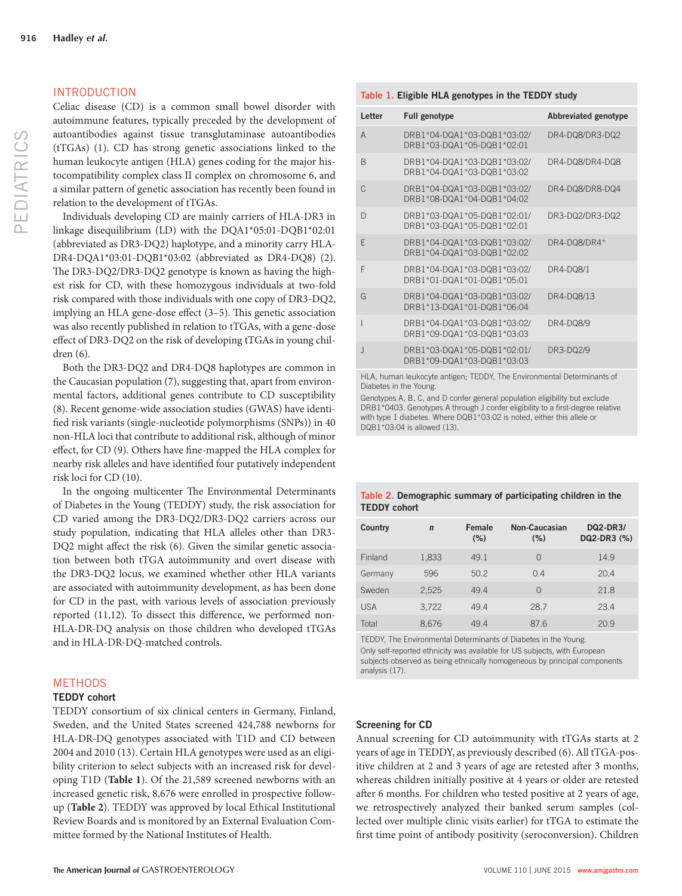## INTRODUCTION

Celiac disease (CD) is a common small bowel disorder with autoimmune features, typically preceded by the development of autoantibodies against tissue transglutaminase autoantibodies (tTGAs) (1). CD has strong genetic associations linked to the human leukocyte antigen (HLA) genes coding for the major histocompatibility complex class II complex on chromosome 6, and a similar pattern of genetic association has recently been found in relation to the development of tTGAs.

Individuals developing CD are mainly carriers of HLA-DR3 in linkage disequilibrium (LD) with the DQA1*05:01-DQB1*02:01 (abbreviated as DR3-DQ2) haplotype, and a minority carry HLA-DR4-DQA1*03:01-DQB1*03:02 (abbreviated as DR4-DQ8) (2). The DR3-DQ2/DR3-DQ2 genotype is known as having the highest risk for CD, with these homozygous individuals at two-fold risk compared with those individuals with one copy of DR3-DQ2, implying an HLA gene-dose effect (3–5). This genetic association was also recently published in relation to tTGAs, with a gene-dose effect of DR3-DQ2 on the risk of developing tTGAs in young children (6).

Both the DR3-DQ2 and DR4-DQ8 haplotypes are common in the Caucasian population (7), suggesting that, apart from environmental factors, additional genes contribute to CD susceptibility (8). Recent genome-wide association studies (GWAS) have identified risk variants (single-nucleotide polymorphisms (SNPs)) in 40 non-HLA loci that contribute to additional risk, although of minor effect, for CD (9). Others have fine-mapped the HLA complex for nearby risk alleles and have identified four putatively independent risk loci for CD (10).

In the ongoing multicenter The Environmental Determinants of Diabetes in the Young (TEDDY) study, the risk association for CD varied among the DR3-DQ2/DR3-DQ2 carriers across our study population, indicating that HLA alleles other than DR3-DQ2 might affect the risk (6). Given the similar genetic association between both tTGA autoimmunity and overt disease with the DR3-DQ2 locus, we examined whether other HLA variants are associated with autoimmunity development, as has been done for CD in the past, with various levels of association previously reported (11,12). To dissect this difference, we performed non-HLA-DR-DQ analysis on those children who developed tTGAs and in HLA-DR-DQ-matched controls.

## METHODS

### TEDDY cohort

TEDDY consortium of six clinical centers in Germany, Finland, Sweden, and the United States screened 424,788 newborns for HLA-DR-DQ genotypes associated with T1D and CD between 2004 and 2010 (13). Certain HLA genotypes were used as an eligibility criterion to select subjects with an increased risk for developing T1D (**Table 1**). Of the 21,589 screened newborns with an increased genetic risk, 8,676 were enrolled in prospective follow-up (**Table 2**). TEDDY was approved by local Ethical Institutional Review Boards and is monitored by an External Evaluation Committee formed by the National Institutes of Health.

**Table 1. Eligible HLA genotypes in the TEDDY study**

| Letter | Full genotype | Abbreviated genotype |
|---|---|---|
| A | DRB1*04-DQA1*03-DQB1*03:02/ DRB1*03-DQA1*05-DQB1*02:01 | DR4-DQ8/DR3-DQ2 |
| B | DRB1*04-DQA1*03-DQB1*03:02/ DRB1*04-DQA1*03-DQB1*03:02 | DR4-DQ8/DR4-DQ8 |
| C | DRB1*04-DQA1*03-DQB1*03:02/ DRB1*08-DQA1*04-DQB1*04:02 | DR4-DQ8/DR8-DQ4 |
| D | DRB1*03-DQA1*05-DQB1*02:01/ DRB1*03-DQA1*05-DQB1*02:01 | DR3-DQ2/DR3-DQ2 |
| E | DRB1*04-DQA1*03-DQB1*03:02/ DRB1*04-DQA1*03-DQB1*02:02 | DR4-DQ8/DR4* |
| F | DRB1*04-DQA1*03-DQB1*03:02/ DRB1*01-DQA1*01-DQB1*05:01 | DR4-DQ8/1 |
| G | DRB1*04-DQA1*03-DQB1*03:02/ DRB1*13-DQA1*01-DQB1*06:04 | DR4-DQ8/13 |
| I | DRB1*04-DQA1*03-DQB1*03:02/ DRB1*09-DQA1*03-DQB1*03:03 | DR4-DQ8/9 |
| J | DRB1*03-DQA1*05-DQB1*02:01/ DRB1*09-DQA1*03-DQB1*03:03 | DR3-DQ2/9 |

HLA, human leukocyte antigen; TEDDY, The Environmental Determinants of Diabetes in the Young.

Genotypes A, B, C, and D confer general population eligibility but exclude DRB1*0403. Genotypes A through J confer eligibility to a first-degree relative with type 1 diabetes. Where DQB1*03:02 is noted, either this allele or DQB1*03:04 is allowed (13).

**Table 2. Demographic summary of participating children in the TEDDY cohort**

| Country | *n* | Female (%) | Non-Caucasian (%) | DQ2-DR3/ DQ2-DR3 (%) |
|---|---|---|---|---|
| Finland | 1,833 | 49.1 | 0 | 14.9 |
| Germany | 596 | 50.2 | 0.4 | 20.4 |
| Sweden | 2,525 | 49.4 | 0 | 21.8 |
| USA | 3,722 | 49.4 | 28.7 | 23.4 |
| Total | 8,676 | 49.4 | 87.6 | 20.9 |

TEDDY, The Environmental Determinants of Diabetes in the Young.

Only self-reported ethnicity was available for US subjects, with European subjects observed as being ethnically homogeneous by principal components analysis (17).

### Screening for CD

Annual screening for CD autoimmunity with tTGAs starts at 2 years of age in TEDDY, as previously described (6). All tTGA-positive children at 2 and 3 years of age are retested after 3 months, whereas children initially positive at 4 years or older are retested after 6 months. For children who tested positive at 2 years of age, we retrospectively analyzed their banked serum samples (collected over multiple clinic visits earlier) for tTGA to estimate the first time point of antibody positivity (seroconversion). Children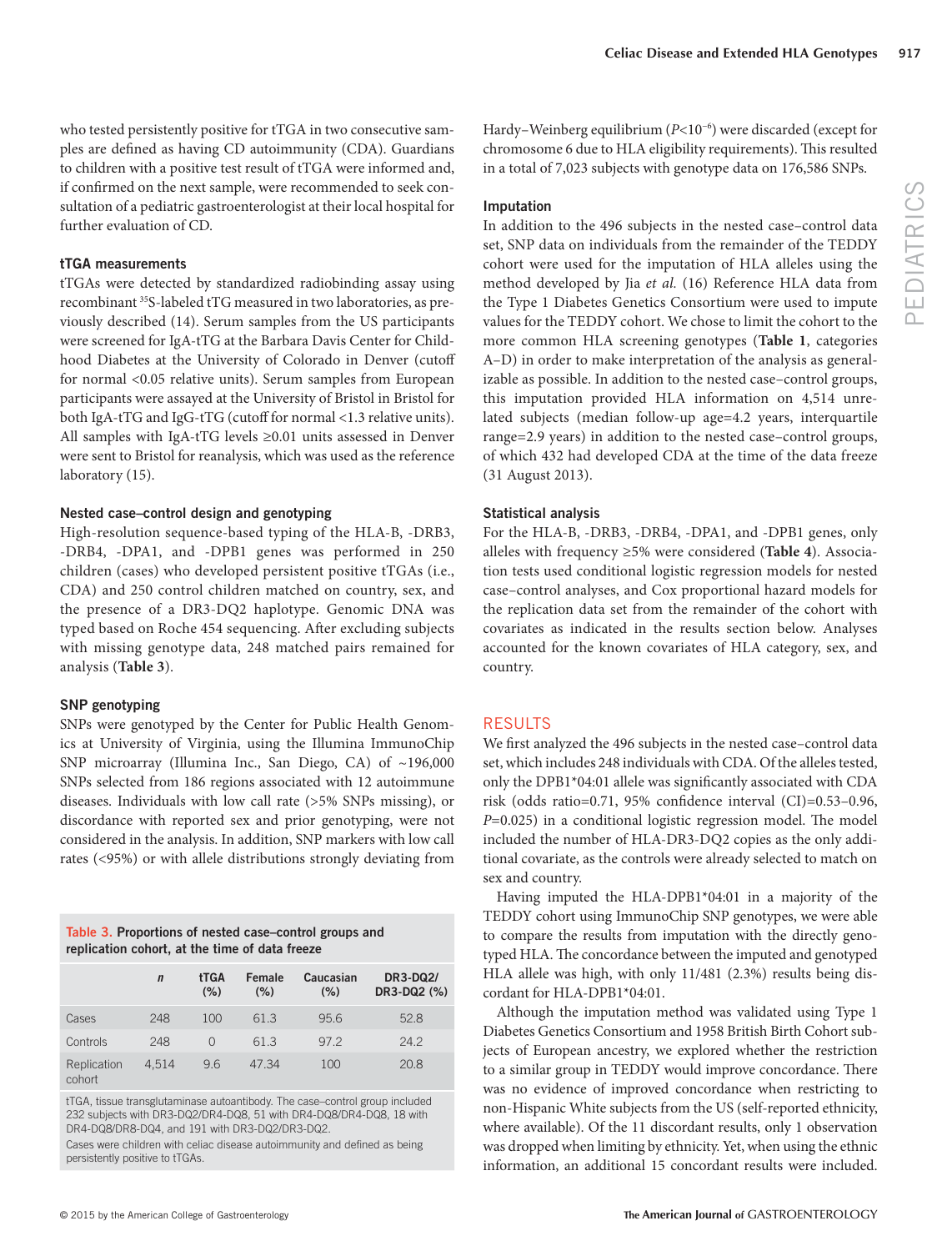who tested persistently positive for tTGA in two consecutive samples are defined as having CD autoimmunity (CDA). Guardians to children with a positive test result of tTGA were informed and, if confirmed on the next sample, were recommended to seek consultation of a pediatric gastroenterologist at their local hospital for further evaluation of CD.

### tTGA measurements

tTGAs were detected by standardized radiobinding assay using recombinant $^{35}$S-labeled tTG measured in two laboratories, as previously described (14). Serum samples from the US participants were screened for IgA-tTG at the Barbara Davis Center for Childhood Diabetes at the University of Colorado in Denver (cutoff for normal <0.05 relative units). Serum samples from European participants were assayed at the University of Bristol in Bristol for both IgA-tTG and IgG-tTG (cutoff for normal <1.3 relative units). All samples with IgA-tTG levels ≥0.01 units assessed in Denver were sent to Bristol for reanalysis, which was used as the reference laboratory (15).

### Nested case–control design and genotyping

High-resolution sequence-based typing of the HLA-B, -DRB3, -DRB4, -DPA1, and -DPB1 genes was performed in 250 children (cases) who developed persistent positive tTGAs (i.e., CDA) and 250 control children matched on country, sex, and the presence of a DR3-DQ2 haplotype. Genomic DNA was typed based on Roche 454 sequencing. After excluding subjects with missing genotype data, 248 matched pairs remained for analysis (**Table 3**).

### SNP genotyping

SNPs were genotyped by the Center for Public Health Genomics at University of Virginia, using the Illumina ImmunoChip SNP microarray (Illumina Inc., San Diego, CA) of ~196,000 SNPs selected from 186 regions associated with 12 autoimmune diseases. Individuals with low call rate (>5% SNPs missing), or discordance with reported sex and prior genotyping, were not considered in the analysis. In addition, SNP markers with low call rates (<95%) or with allele distributions strongly deviating from Hardy–Weinberg equilibrium ($P<10^{-6}$) were discarded (except for chromosome 6 due to HLA eligibility requirements). This resulted in a total of 7,023 subjects with genotype data on 176,586 SNPs.

**Table 3. Proportions of nested case–control groups and replication cohort, at the time of data freeze**

| | *n* | tTGA (%) | Female (%) | Caucasian (%) | DR3-DQ2/ DR3-DQ2 (%) |
|---|---|---|---|---|---|
| Cases | 248 | 100 | 61.3 | 95.6 | 52.8 |
| Controls | 248 | 0 | 61.3 | 97.2 | 24.2 |
| Replication cohort | 4,514 | 9.6 | 47.34 | 100 | 20.8 |

tTGA, tissue transglutaminase autoantibody. The case–control group included 232 subjects with DR3-DQ2/DR4-DQ8, 51 with DR4-DQ8/DR4-DQ8, 18 with DR4-DQ8/DR8-DQ4, and 191 with DR3-DQ2/DR3-DQ2.
Cases were children with celiac disease autoimmunity and defined as being persistently positive to tTGAs.

### Imputation

In addition to the 496 subjects in the nested case–control data set, SNP data on individuals from the remainder of the TEDDY cohort were used for the imputation of HLA alleles using the method developed by Jia *et al.* (16) Reference HLA data from the Type 1 Diabetes Genetics Consortium were used to impute values for the TEDDY cohort. We chose to limit the cohort to the more common HLA screening genotypes (**Table 1**, categories A–D) in order to make interpretation of the analysis as generalizable as possible. In addition to the nested case–control groups, this imputation provided HLA information on 4,514 unrelated subjects (median follow-up age=4.2 years, interquartile range=2.9 years) in addition to the nested case–control groups, of which 432 had developed CDA at the time of the data freeze (31 August 2013).

### Statistical analysis

For the HLA-B, -DRB3, -DRB4, -DPA1, and -DPB1 genes, only alleles with frequency ≥5% were considered (**Table 4**). Association tests used conditional logistic regression models for nested case–control analyses, and Cox proportional hazard models for the replication data set from the remainder of the cohort with covariates as indicated in the results section below. Analyses accounted for the known covariates of HLA category, sex, and country.

## RESULTS

We first analyzed the 496 subjects in the nested case–control data set, which includes 248 individuals with CDA. Of the alleles tested, only the DPB1*04:01 allele was significantly associated with CDA risk (odds ratio=0.71, 95% confidence interval (CI)=0.53–0.96, $P$=0.025) in a conditional logistic regression model. The model included the number of HLA-DR3-DQ2 copies as the only additional covariate, as the controls were already selected to match on sex and country.

Having imputed the HLA-DPB1*04:01 in a majority of the TEDDY cohort using ImmunoChip SNP genotypes, we were able to compare the results from imputation with the directly genotyped HLA. The concordance between the imputed and genotyped HLA allele was high, with only 11/481 (2.3%) results being discordant for HLA-DPB1*04:01.

Although the imputation method was validated using Type 1 Diabetes Genetics Consortium and 1958 British Birth Cohort subjects of European ancestry, we explored whether the restriction to a similar group in TEDDY would improve concordance. There was no evidence of improved concordance when restricting to non-Hispanic White subjects from the US (self-reported ethnicity, where available). Of the 11 discordant results, only 1 observation was dropped when limiting by ethnicity. Yet, when using the ethnic information, an additional 15 concordant results were included.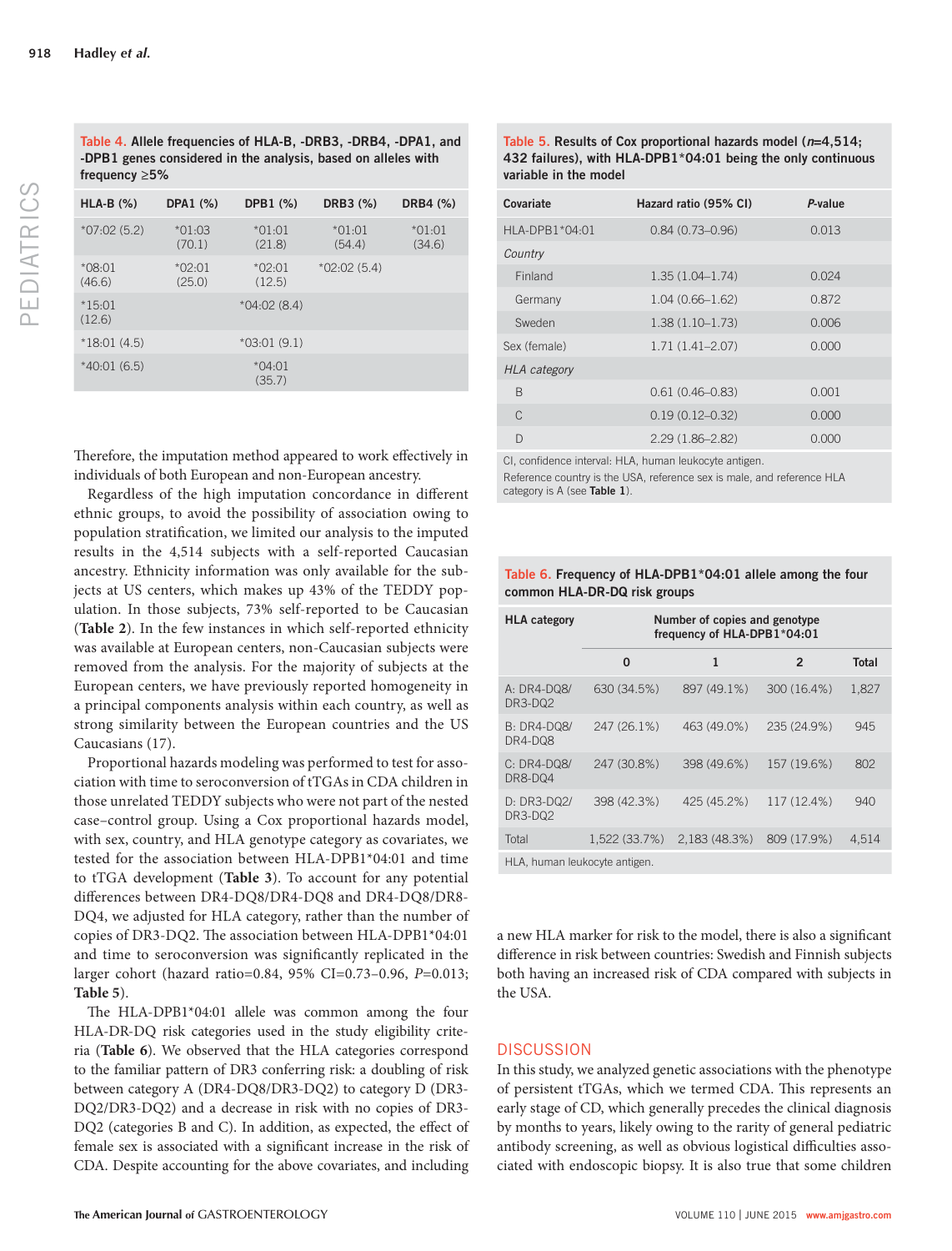**Table 4. Allele frequencies of HLA-B, -DRB3, -DRB4, -DPA1, and -DPB1 genes considered in the analysis, based on alleles with frequency ≥5%**

| HLA-B (%) | DPA1 (%) | DPB1 (%) | DRB3 (%) | DRB4 (%) |
|---|---|---|---|---|
| *07:02 (5.2) | *01:03 (70.1) | *01:01 (21.8) | *01:01 (54.4) | *01:01 (34.6) |
| *08:01 (46.6) | *02:01 (25.0) | *02:01 (12.5) | *02:02 (5.4) | |
| *15:01 (12.6) | | *04:02 (8.4) | | |
| *18:01 (4.5) | | *03:01 (9.1) | | |
| *40:01 (6.5) | | *04:01 (35.7) | | |

Therefore, the imputation method appeared to work effectively in individuals of both European and non-European ancestry.

Regardless of the high imputation concordance in different ethnic groups, to avoid the possibility of association owing to population stratification, we limited our analysis to the imputed results in the 4,514 subjects with a self-reported Caucasian ancestry. Ethnicity information was only available for the subjects at US centers, which makes up 43% of the TEDDY population. In those subjects, 73% self-reported to be Caucasian (**Table 2**). In the few instances in which self-reported ethnicity was available at European centers, non-Caucasian subjects were removed from the analysis. For the majority of subjects at the European centers, we have previously reported homogeneity in a principal components analysis within each country, as well as strong similarity between the European countries and the US Caucasians (17).

Proportional hazards modeling was performed to test for association with time to seroconversion of tTGAs in CDA children in those unrelated TEDDY subjects who were not part of the nested case–control group. Using a Cox proportional hazards model, with sex, country, and HLA genotype category as covariates, we tested for the association between HLA-DPB1*04:01 and time to tTGA development (**Table 3**). To account for any potential differences between DR4-DQ8/DR4-DQ8 and DR4-DQ8/DR8-DQ4, we adjusted for HLA category, rather than the number of copies of DR3-DQ2. The association between HLA-DPB1*04:01 and time to seroconversion was significantly replicated in the larger cohort (hazard ratio=0.84, 95% CI=0.73–0.96, *P*=0.013; **Table 5**).

The HLA-DPB1*04:01 allele was common among the four HLA-DR-DQ risk categories used in the study eligibility criteria (**Table 6**). We observed that the HLA categories correspond to the familiar pattern of DR3 conferring risk: a doubling of risk between category A (DR4-DQ8/DR3-DQ2) to category D (DR3-DQ2/DR3-DQ2) and a decrease in risk with no copies of DR3-DQ2 (categories B and C). In addition, as expected, the effect of female sex is associated with a significant increase in the risk of CDA. Despite accounting for the above covariates, and including a new HLA marker for risk to the model, there is also a significant difference in risk between countries: Swedish and Finnish subjects both having an increased risk of CDA compared with subjects in the USA.

**Table 5. Results of Cox proportional hazards model (*n*=4,514; 432 failures), with HLA-DPB1*04:01 being the only continuous variable in the model**

| Covariate | Hazard ratio (95% CI) | *P*-value |
|---|---|---|
| HLA-DPB1*04:01 | 0.84 (0.73–0.96) | 0.013 |
| *Country* | | |
| Finland | 1.35 (1.04–1.74) | 0.024 |
| Germany | 1.04 (0.66–1.62) | 0.872 |
| Sweden | 1.38 (1.10–1.73) | 0.006 |
| Sex (female) | 1.71 (1.41–2.07) | 0.000 |
| *HLA category* | | |
| B | 0.61 (0.46–0.83) | 0.001 |
| C | 0.19 (0.12–0.32) | 0.000 |
| D | 2.29 (1.86–2.82) | 0.000 |

CI, confidence interval: HLA, human leukocyte antigen.
Reference country is the USA, reference sex is male, and reference HLA category is A (see **Table 1**).

**Table 6. Frequency of HLA-DPB1*04:01 allele among the four common HLA-DR-DQ risk groups**

| HLA category | Number of copies and genotype frequency of HLA-DPB1*04:01 | | | |
|---|---|---|---|---|
| | 0 | 1 | 2 | Total |
| A: DR4-DQ8/DR3-DQ2 | 630 (34.5%) | 897 (49.1%) | 300 (16.4%) | 1,827 |
| B: DR4-DQ8/DR4-DQ8 | 247 (26.1%) | 463 (49.0%) | 235 (24.9%) | 945 |
| C: DR4-DQ8/DR8-DQ4 | 247 (30.8%) | 398 (49.6%) | 157 (19.6%) | 802 |
| D: DR3-DQ2/DR3-DQ2 | 398 (42.3%) | 425 (45.2%) | 117 (12.4%) | 940 |
| Total | 1,522 (33.7%) | 2,183 (48.3%) | 809 (17.9%) | 4,514 |

HLA, human leukocyte antigen.

## DISCUSSION

In this study, we analyzed genetic associations with the phenotype of persistent tTGAs, which we termed CDA. This represents an early stage of CD, which generally precedes the clinical diagnosis by months to years, likely owing to the rarity of general pediatric antibody screening, as well as obvious logistical difficulties associated with endoscopic biopsy. It is also true that some children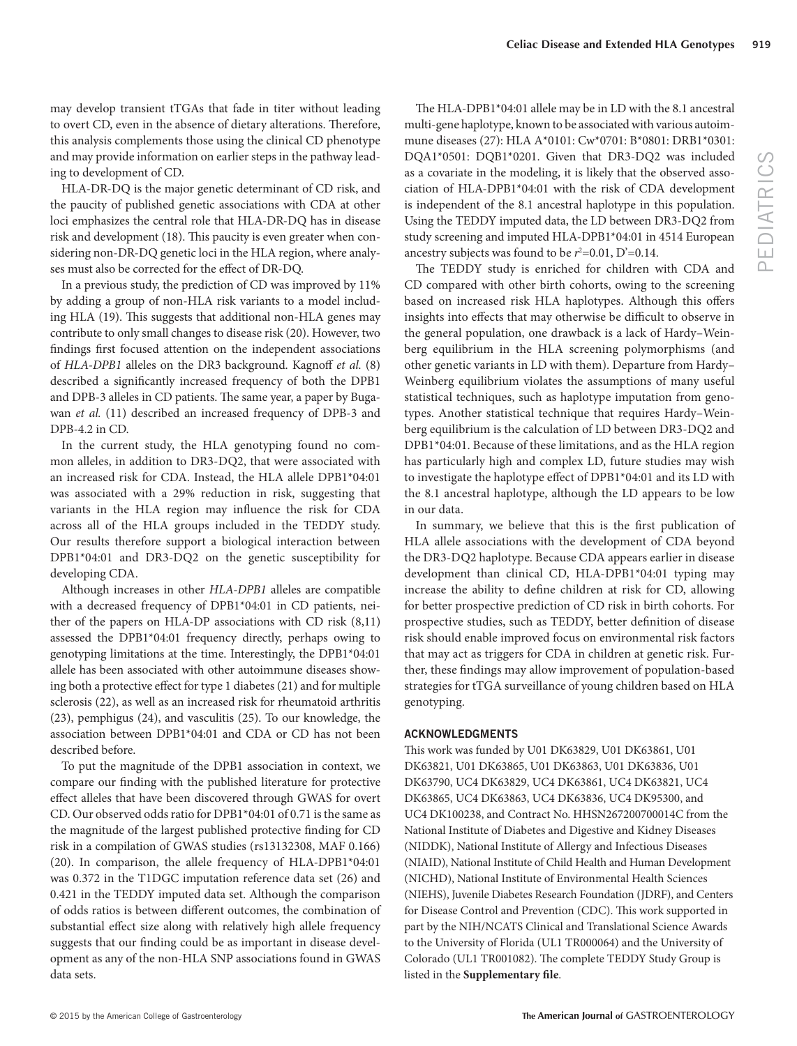may develop transient tTGAs that fade in titer without leading to overt CD, even in the absence of dietary alterations. Therefore, this analysis complements those using the clinical CD phenotype and may provide information on earlier steps in the pathway leading to development of CD.

HLA-DR-DQ is the major genetic determinant of CD risk, and the paucity of published genetic associations with CDA at other loci emphasizes the central role that HLA-DR-DQ has in disease risk and development (18). This paucity is even greater when considering non-DR-DQ genetic loci in the HLA region, where analyses must also be corrected for the effect of DR-DQ.

In a previous study, the prediction of CD was improved by 11% by adding a group of non-HLA risk variants to a model including HLA (19). This suggests that additional non-HLA genes may contribute to only small changes to disease risk (20). However, two findings first focused attention on the independent associations of *HLA-DPB1* alleles on the DR3 background. Kagnoff *et al.* (8) described a significantly increased frequency of both the DPB1 and DPB-3 alleles in CD patients. The same year, a paper by Bugawan *et al.* (11) described an increased frequency of DPB-3 and DPB-4.2 in CD.

In the current study, the HLA genotyping found no common alleles, in addition to DR3-DQ2, that were associated with an increased risk for CDA. Instead, the HLA allele DPB1*04:01 was associated with a 29% reduction in risk, suggesting that variants in the HLA region may influence the risk for CDA across all of the HLA groups included in the TEDDY study. Our results therefore support a biological interaction between DPB1*04:01 and DR3-DQ2 on the genetic susceptibility for developing CDA.

Although increases in other *HLA-DPB1* alleles are compatible with a decreased frequency of DPB1*04:01 in CD patients, neither of the papers on HLA-DP associations with CD risk (8,11) assessed the DPB1*04:01 frequency directly, perhaps owing to genotyping limitations at the time. Interestingly, the DPB1*04:01 allele has been associated with other autoimmune diseases showing both a protective effect for type 1 diabetes (21) and for multiple sclerosis (22), as well as an increased risk for rheumatoid arthritis (23), pemphigus (24), and vasculitis (25). To our knowledge, the association between DPB1*04:01 and CDA or CD has not been described before.

To put the magnitude of the DPB1 association in context, we compare our finding with the published literature for protective effect alleles that have been discovered through GWAS for overt CD. Our observed odds ratio for DPB1*04:01 of 0.71 is the same as the magnitude of the largest published protective finding for CD risk in a compilation of GWAS studies (rs13132308, MAF 0.166) (20). In comparison, the allele frequency of HLA-DPB1*04:01 was 0.372 in the T1DGC imputation reference data set (26) and 0.421 in the TEDDY imputed data set. Although the comparison of odds ratios is between different outcomes, the combination of substantial effect size along with relatively high allele frequency suggests that our finding could be as important in disease development as any of the non-HLA SNP associations found in GWAS data sets.

The HLA-DPB1*04:01 allele may be in LD with the 8.1 ancestral multi-gene haplotype, known to be associated with various autoimmune diseases (27): HLA A*0101: Cw*0701: B*0801: DRB1*0301: DQA1*0501: DQB1*0201. Given that DR3-DQ2 was included as a covariate in the modeling, it is likely that the observed association of HLA-DPB1*04:01 with the risk of CDA development is independent of the 8.1 ancestral haplotype in this population. Using the TEDDY imputed data, the LD between DR3-DQ2 from study screening and imputed HLA-DPB1*04:01 in 4514 European ancestry subjects was found to be $r^2$=0.01, D'=0.14.

The TEDDY study is enriched for children with CDA and CD compared with other birth cohorts, owing to the screening based on increased risk HLA haplotypes. Although this offers insights into effects that may otherwise be difficult to observe in the general population, one drawback is a lack of Hardy–Weinberg equilibrium in the HLA screening polymorphisms (and other genetic variants in LD with them). Departure from Hardy–Weinberg equilibrium violates the assumptions of many useful statistical techniques, such as haplotype imputation from genotypes. Another statistical technique that requires Hardy–Weinberg equilibrium is the calculation of LD between DR3-DQ2 and DPB1*04:01. Because of these limitations, and as the HLA region has particularly high and complex LD, future studies may wish to investigate the haplotype effect of DPB1*04:01 and its LD with the 8.1 ancestral haplotype, although the LD appears to be low in our data.

In summary, we believe that this is the first publication of HLA allele associations with the development of CDA beyond the DR3-DQ2 haplotype. Because CDA appears earlier in disease development than clinical CD, HLA-DPB1*04:01 typing may increase the ability to define children at risk for CD, allowing for better prospective prediction of CD risk in birth cohorts. For prospective studies, such as TEDDY, better definition of disease risk should enable improved focus on environmental risk factors that may act as triggers for CDA in children at genetic risk. Further, these findings may allow improvement of population-based strategies for tTGA surveillance of young children based on HLA genotyping.

## ACKNOWLEDGMENTS

This work was funded by U01 DK63829, U01 DK63861, U01 DK63821, U01 DK63865, U01 DK63863, U01 DK63836, U01 DK63790, UC4 DK63829, UC4 DK63861, UC4 DK63821, UC4 DK63865, UC4 DK63863, UC4 DK63836, UC4 DK95300, and UC4 DK100238, and Contract No. HHSN267200700014C from the National Institute of Diabetes and Digestive and Kidney Diseases (NIDDK), National Institute of Allergy and Infectious Diseases (NIAID), National Institute of Child Health and Human Development (NICHD), National Institute of Environmental Health Sciences (NIEHS), Juvenile Diabetes Research Foundation (JDRF), and Centers for Disease Control and Prevention (CDC). This work supported in part by the NIH/NCATS Clinical and Translational Science Awards to the University of Florida (UL1 TR000064) and the University of Colorado (UL1 TR001082). The complete TEDDY Study Group is listed in the **Supplementary file**.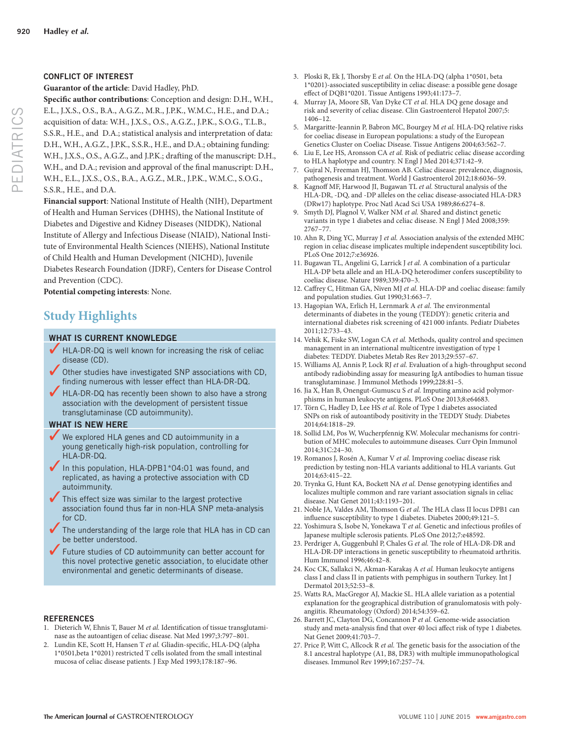## CONFLICT OF INTEREST

**Guarantor of the article**: David Hadley, PhD.

**Specific author contributions**: Conception and design: D.H., W.H., E.L., J.X.S., O.S., B.A., A.G.Z., M.R., J.P.K., W.M.C., H.E., and D.A.; acquisition of data: W.H., J.X.S., O.S., A.G.Z., J.P.K., S.O.G., T.L.B., S.S.R., H.E., and D.A.; statistical analysis and interpretation of data: D.H., W.H., A.G.Z., J.P.K., S.S.R., H.E., and D.A.; obtaining funding: W.H., J.X.S., O.S., A.G.Z., and J.P.K.; drafting of the manuscript: D.H., W.H., and D.A.; revision and approval of the final manuscript: D.H., W.H., E.L., J.X.S., O.S., B.A., A.G.Z., M.R., J.P.K., W.M.C., S.O.G., S.S.R., H.E., and D.A.

**Financial support**: National Institute of Health (NIH), Department of Health and Human Services (DHHS), the National Institute of Diabetes and Digestive and Kidney Diseases (NIDDK), National Institute of Allergy and Infectious Disease (NIAID), National Institute of Environmental Health Sciences (NIEHS), National Institute of Child Health and Human Development (NICHD), Juvenile Diabetes Research Foundation (JDRF), Centers for Disease Control and Prevention (CDC).

**Potential competing interests**: None.

## Study Highlights

### WHAT IS CURRENT KNOWLEDGE

- ✓ HLA-DR-DQ is well known for increasing the risk of celiac disease (CD).
- ✓ Other studies have investigated SNP associations with CD, finding numerous with lesser effect than HLA-DR-DQ.
- ✓ HLA-DR-DQ has recently been shown to also have a strong association with the development of persistent tissue transglutaminase (CD autoimmunity).

### WHAT IS NEW HERE

- ✓ We explored HLA genes and CD autoimmunity in a young genetically high-risk population, controlling for HLA-DR-DQ.
- ✓ In this population, HLA-DPB1*04:01 was found, and replicated, as having a protective association with CD autoimmunity.
- ✓ This effect size was similar to the largest protective association found thus far in non-HLA SNP meta-analysis for CD.
- ✓ The understanding of the large role that HLA has in CD can be better understood.
- ✓ Future studies of CD autoimmunity can better account for this novel protective genetic association, to elucidate other environmental and genetic determinants of disease.

## REFERENCES

1. Dieterich W, Ehnis T, Bauer M *et al.* Identification of tissue transglutaminase as the autoantigen of celiac disease. Nat Med 1997;3:797–801.
2. Lundin KE, Scott H, Hansen T *et al.* Gliadin-specific, HLA-DQ (alpha 1*0501,beta 1*0201) restricted T cells isolated from the small intestinal mucosa of celiac disease patients. J Exp Med 1993;178:187–96.
3. Ploski R, Ek J, Thorsby E *et al.* On the HLA-DQ (alpha 1*0501, beta 1*0201)-associated susceptibility in celiac disease: a possible gene dosage effect of DQB1*0201. Tissue Antigens 1993;41:173–7.
4. Murray JA, Moore SB, Van Dyke CT *et al.* HLA DQ gene dosage and risk and severity of celiac disease. Clin Gastroenterol Hepatol 2007;5:1406–12.
5. Margaritte-Jeannin P, Babron MC, Bourgey M *et al.* HLA-DQ relative risks for coeliac disease in European populations: a study of the European Genetics Cluster on Coeliac Disease. Tissue Antigens 2004;63:562–7.
6. Liu E, Lee HS, Aronsson CA *et al.* Risk of pediatric celiac disease according to HLA haplotype and country. N Engl J Med 2014;371:42–9.
7. Gujral N, Freeman HJ, Thomson AB. Celiac disease: prevalence, diagnosis, pathogenesis and treatment. World J Gastroenterol 2012;18:6036–59.
8. Kagnoff MF, Harwood JI, Bugawan TL *et al.* Structural analysis of the HLA-DR, -DQ, and -DP alleles on the celiac disease-associated HLA-DR3 (DRw17) haplotype. Proc Natl Acad Sci USA 1989;86:6274–8.
9. Smyth DJ, Plagnol V, Walker NM *et al.* Shared and distinct genetic variants in type 1 diabetes and celiac disease. N Engl J Med 2008;359:2767–77.
10. Ahn R, Ding YC, Murray J *et al.* Association analysis of the extended MHC region in celiac disease implicates multiple independent susceptibility loci. PLoS One 2012;7:e36926.
11. Bugawan TL, Angelini G, Larrick J *et al.* A combination of a particular HLA-DP beta allele and an HLA-DQ heterodimer confers susceptibility to coeliac disease. Nature 1989;339:470–3.
12. Caffrey C, Hitman GA, Niven MJ *et al.* HLA-DP and coeliac disease: family and population studies. Gut 1990;31:663–7.
13. Hagopian WA, Erlich H, Lernmark A *et al.* The environmental determinants of diabetes in the young (TEDDY): genetic criteria and international diabetes risk screening of 421 000 infants. Pediatr Diabetes 2011;12:733–43.
14. Vehik K, Fiske SW, Logan CA *et al.* Methods, quality control and specimen management in an international multicentre investigation of type 1 diabetes: TEDDY. Diabetes Metab Res Rev 2013;29:557–67.
15. Williams AJ, Annis P, Lock RJ *et al.* Evaluation of a high-throughput second antibody radiobinding assay for measuring IgA antibodies to human tissue transglutaminase. J Immunol Methods 1999;228:81–5.
16. Jia X, Han B, Onengut-Gumuscu S *et al.* Imputing amino acid polymorphisms in human leukocyte antigens. PLoS One 2013;8:e64683.
17. Törn C, Hadley D, Lee HS *et al.* Role of Type 1 diabetes associated SNPs on risk of autoantibody positivity in the TEDDY Study. Diabetes 2014;64:1818–29.
18. Sollid LM, Pos W, Wucherpfennig KW. Molecular mechanisms for contribution of MHC molecules to autoimmune diseases. Curr Opin Immunol 2014;31C:24–30.
19. Romanos J, Rosén A, Kumar V *et al.* Improving coeliac disease risk prediction by testing non-HLA variants additional to HLA variants. Gut 2014;63:415–22.
20. Trynka G, Hunt KA, Bockett NA *et al.* Dense genotyping identifies and localizes multiple common and rare variant association signals in celiac disease. Nat Genet 2011;43:1193–201.
21. Noble JA, Valdes AM, Thomson G *et al.* The HLA class II locus DPB1 can influence susceptibility to type 1 diabetes. Diabetes 2000;49:121–5.
22. Yoshimura S, Isobe N, Yonekawa T *et al.* Genetic and infectious profiles of Japanese multiple sclerosis patients. PLoS One 2012;7:e48592.
23. Perdriger A, Guggenbuhl P, Chales G *et al.* The role of HLA-DR-DR and HLA-DR-DP interactions in genetic susceptibility to rheumatoid arthritis. Hum Immunol 1996;46:42–8.
24. Koc CK, Sallakci N, Akman-Karakaş A *et al.* Human leukocyte antigens class I and class II in patients with pemphigus in southern Turkey. Int J Dermatol 2013;52:53–8.
25. Watts RA, MacGregor AJ, Mackie SL. HLA allele variation as a potential explanation for the geographical distribution of granulomatosis with polyangiitis. Rheumatology (Oxford) 2014;54:359–62.
26. Barrett JC, Clayton DG, Concannon P *et al.* Genome-wide association study and meta-analysis find that over 40 loci affect risk of type 1 diabetes. Nat Genet 2009;41:703–7.
27. Price P, Witt C, Allcock R *et al.* The genetic basis for the association of the 8.1 ancestral haplotype (A1, B8, DR3) with multiple immunopathological diseases. Immunol Rev 1999;167:257–74.